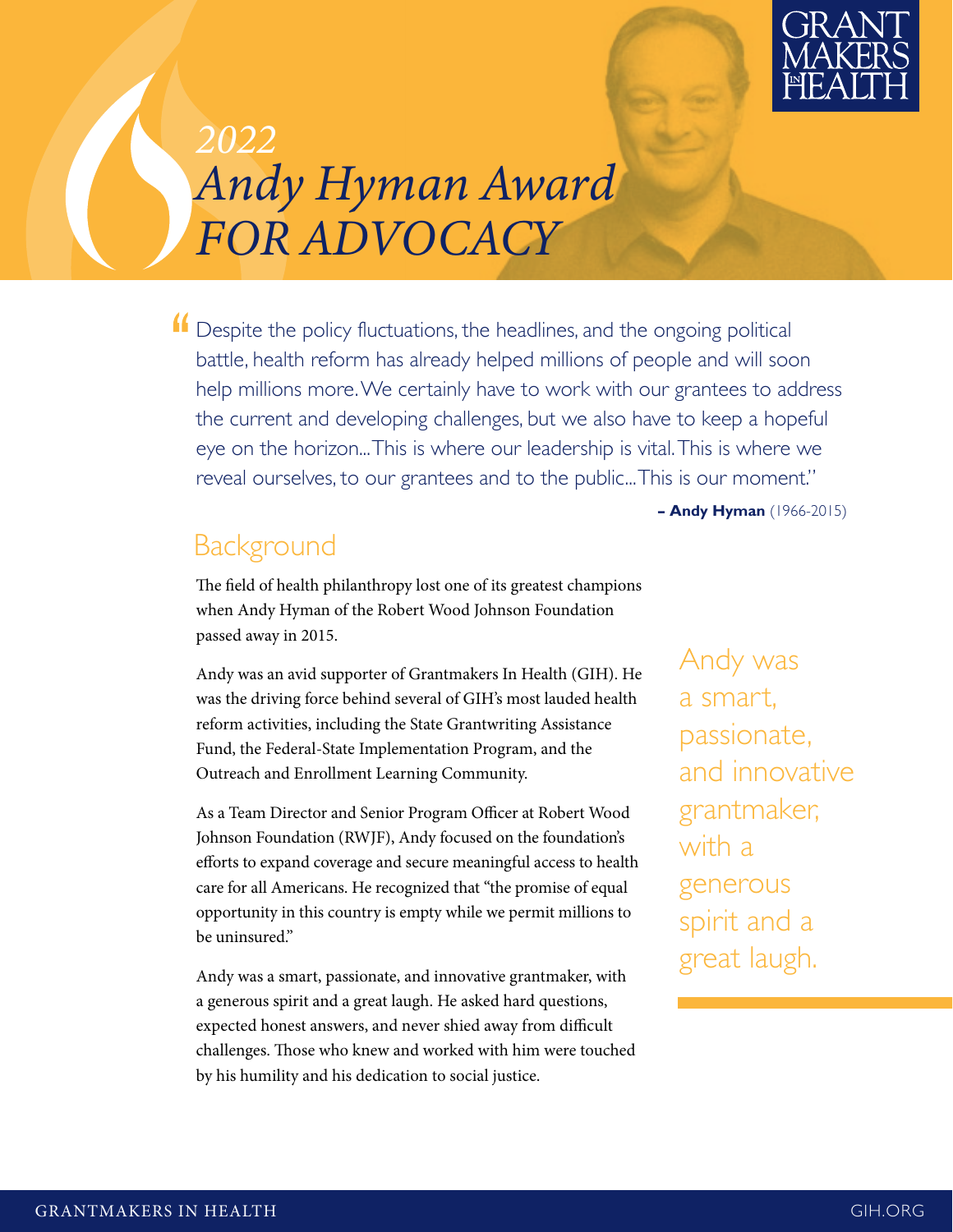# 2022 Andy Hyman Award FOR ADVOCACY

> "Despite the policy fluctuations, the headlines, and the ongoing political battle, health reform has already helped millions of people and will soon help millions more. We certainly have to work with our grantees to address the current and developing challenges, but we also have to keep a hopeful eye on the horizon...This is where our leadership is vital. This is where we reveal ourselves, to our grantees and to the public...This is our moment."
>
> **– Andy Hyman** (1966-2015)

## Background

The field of health philanthropy lost one of its greatest champions when Andy Hyman of the Robert Wood Johnson Foundation passed away in 2015.

Andy was an avid supporter of Grantmakers In Health (GIH). He was the driving force behind several of GIH's most lauded health reform activities, including the State Grantwriting Assistance Fund, the Federal-State Implementation Program, and the Outreach and Enrollment Learning Community.

As a Team Director and Senior Program Officer at Robert Wood Johnson Foundation (RWJF), Andy focused on the foundation's efforts to expand coverage and secure meaningful access to health care for all Americans. He recognized that "the promise of equal opportunity in this country is empty while we permit millions to be uninsured."

Andy was a smart, passionate, and innovative grantmaker, with a generous spirit and a great laugh. He asked hard questions, expected honest answers, and never shied away from difficult challenges. Those who knew and worked with him were touched by his humility and his dedication to social justice.

> Andy was a smart, passionate, and innovative grantmaker, with a generous spirit and a great laugh.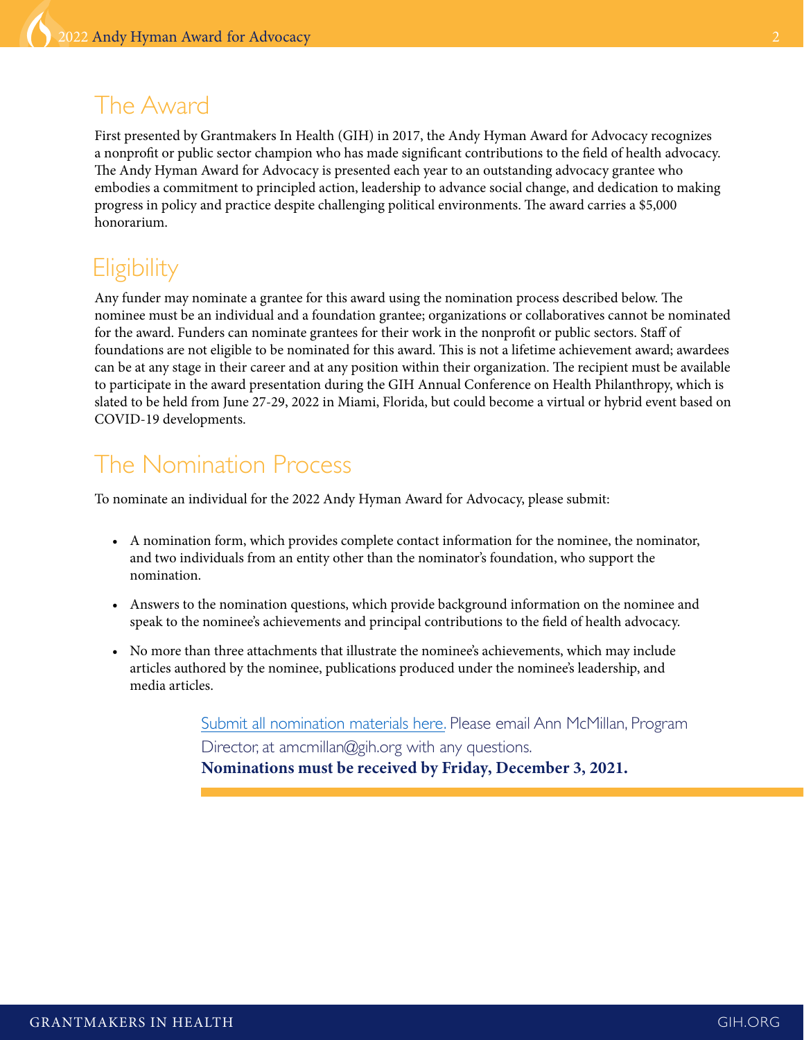## The Award

First presented by Grantmakers In Health (GIH) in 2017, the Andy Hyman Award for Advocacy recognizes a nonprofit or public sector champion who has made significant contributions to the field of health advocacy. The Andy Hyman Award for Advocacy is presented each year to an outstanding advocacy grantee who embodies a commitment to principled action, leadership to advance social change, and dedication to making progress in policy and practice despite challenging political environments. The award carries a $5,000 honorarium.

## Eligibility

Any funder may nominate a grantee for this award using the nomination process described below. The nominee must be an individual and a foundation grantee; organizations or collaboratives cannot be nominated for the award. Funders can nominate grantees for their work in the nonprofit or public sectors. Staff of foundations are not eligible to be nominated for this award. This is not a lifetime achievement award; awardees can be at any stage in their career and at any position within their organization. The recipient must be available to participate in the award presentation during the GIH Annual Conference on Health Philanthropy, which is slated to be held from June 27-29, 2022 in Miami, Florida, but could become a virtual or hybrid event based on COVID-19 developments.

## The Nomination Process

To nominate an individual for the 2022 Andy Hyman Award for Advocacy, please submit:

- A nomination form, which provides complete contact information for the nominee, the nominator, and two individuals from an entity other than the nominator's foundation, who support the nomination.
- Answers to the nomination questions, which provide background information on the nominee and speak to the nominee's achievements and principal contributions to the field of health advocacy.
- No more than three attachments that illustrate the nominee's achievements, which may include articles authored by the nominee, publications produced under the nominee's leadership, and media articles.

Submit all nomination materials here. Please email Ann McMillan, Program Director, at amcmillan@gih.org with any questions.
**Nominations must be received by Friday, December 3, 2021.**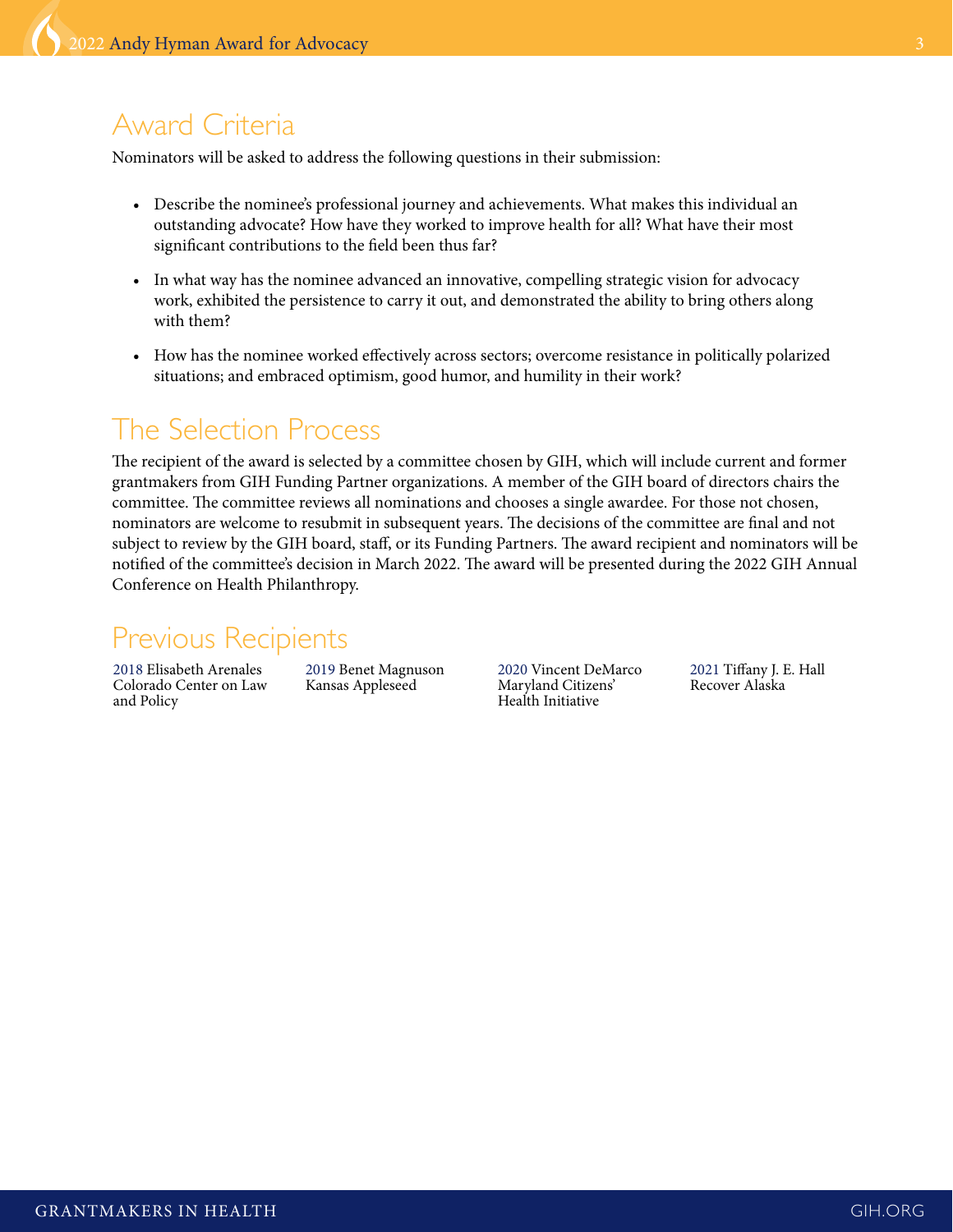## Award Criteria

Nominators will be asked to address the following questions in their submission:

- Describe the nominee's professional journey and achievements. What makes this individual an outstanding advocate? How have they worked to improve health for all? What have their most significant contributions to the field been thus far?
- In what way has the nominee advanced an innovative, compelling strategic vision for advocacy work, exhibited the persistence to carry it out, and demonstrated the ability to bring others along with them?
- How has the nominee worked effectively across sectors; overcome resistance in politically polarized situations; and embraced optimism, good humor, and humility in their work?

## The Selection Process

The recipient of the award is selected by a committee chosen by GIH, which will include current and former grantmakers from GIH Funding Partner organizations. A member of the GIH board of directors chairs the committee. The committee reviews all nominations and chooses a single awardee. For those not chosen, nominators are welcome to resubmit in subsequent years. The decisions of the committee are final and not subject to review by the GIH board, staff, or its Funding Partners. The award recipient and nominators will be notified of the committee's decision in March 2022. The award will be presented during the 2022 GIH Annual Conference on Health Philanthropy.

## Previous Recipients

2018 Elisabeth Arenales
Colorado Center on Law and Policy

2019 Benet Magnuson
Kansas Appleseed

2020 Vincent DeMarco
Maryland Citizens' Health Initiative

2021 Tiffany J. E. Hall
Recover Alaska